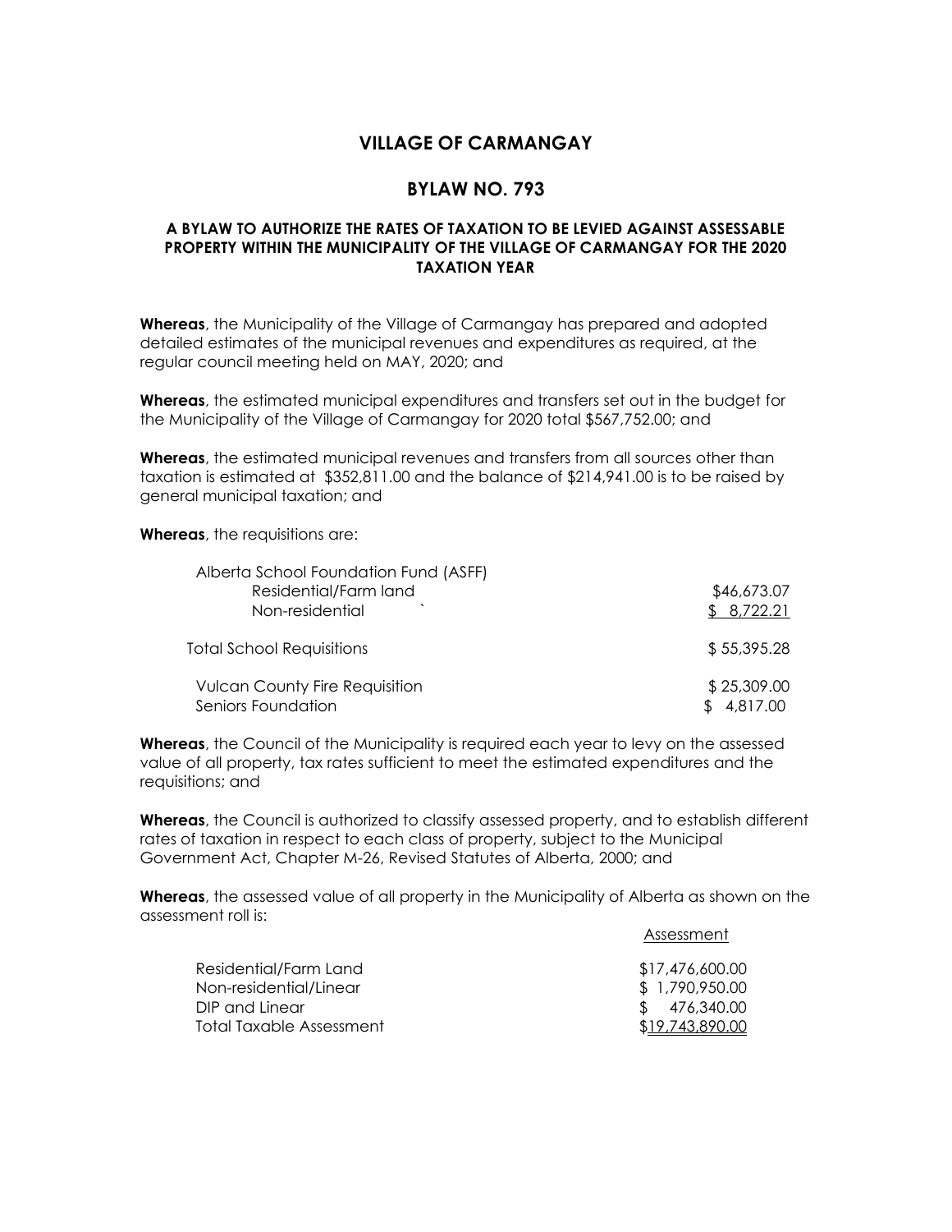# VILLAGE OF CARMANGAY

## BYLAW NO. 793

### A BYLAW TO AUTHORIZE THE RATES OF TAXATION TO BE LEVIED AGAINST ASSESSABLE PROPERTY WITHIN THE MUNICIPALITY OF THE VILLAGE OF CARMANGAY FOR THE 2020 TAXATION YEAR

**Whereas**, the Municipality of the Village of Carmangay has prepared and adopted detailed estimates of the municipal revenues and expenditures as required, at the regular council meeting held on MAY, 2020; and

**Whereas**, the estimated municipal expenditures and transfers set out in the budget for the Municipality of the Village of Carmangay for 2020 total $567,752.00; and

**Whereas**, the estimated municipal revenues and transfers from all sources other than taxation is estimated at $352,811.00 and the balance of $214,941.00 is to be raised by general municipal taxation; and

**Whereas**, the requisitions are:

| | |
|---|---|
| Alberta School Foundation Fund (ASFF) | |
| Residential/Farm land | $46,673.07 |
| Non-residential ` | $ 8,722.21 |
| Total School Requisitions | $ 55,395.28 |
| Vulcan County Fire Requisition | $ 25,309.00 |
| Seniors Foundation | $ 4,817.00 |

**Whereas**, the Council of the Municipality is required each year to levy on the assessed value of all property, tax rates sufficient to meet the estimated expenditures and the requisitions; and

**Whereas**, the Council is authorized to classify assessed property, and to establish different rates of taxation in respect to each class of property, subject to the Municipal Government Act, Chapter M-26, Revised Statutes of Alberta, 2000; and

**Whereas**, the assessed value of all property in the Municipality of Alberta as shown on the assessment roll is:

| | Assessment |
|---|---|
| Residential/Farm Land | $17,476,600.00 |
| Non-residential/Linear | $ 1,790,950.00 |
| DIP and Linear | $ 476,340.00 |
| Total Taxable Assessment | $19,743,890.00 |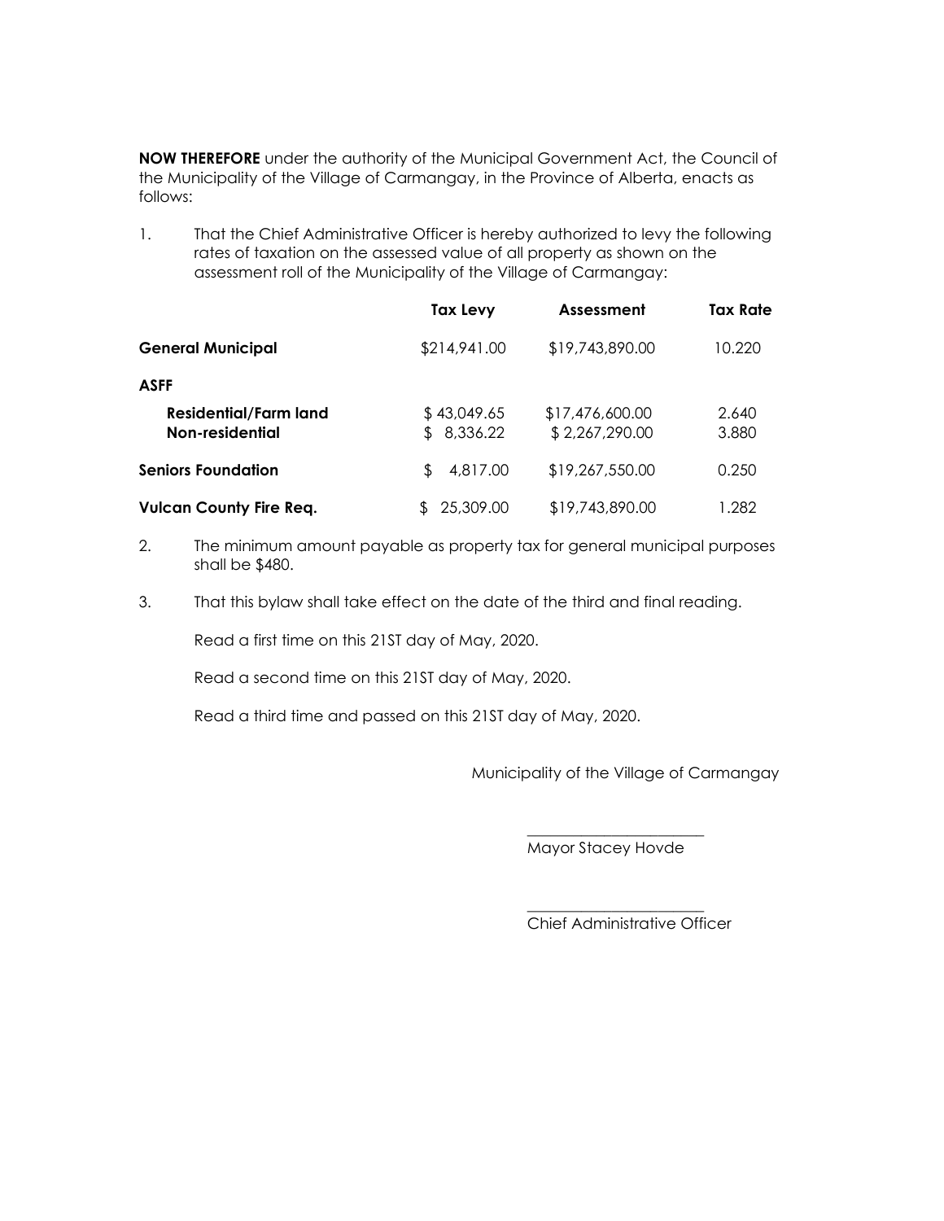**NOW THEREFORE** under the authority of the Municipal Government Act, the Council of the Municipality of the Village of Carmangay, in the Province of Alberta, enacts as follows:

1. That the Chief Administrative Officer is hereby authorized to levy the following rates of taxation on the assessed value of all property as shown on the assessment roll of the Municipality of the Village of Carmangay:

| | Tax Levy | Assessment | Tax Rate |
|---|---|---|---|
| **General Municipal** | $214,941.00 | $19,743,890.00 | 10.220 |
| **ASFF** | | | |
| **Residential/Farm land** | $ 43,049.65 | $17,476,600.00 | 2.640 |
| **Non-residential** | $ 8,336.22 | $ 2,267,290.00 | 3.880 |
| **Seniors Foundation** | $ 4,817.00 | $19,267,550.00 | 0.250 |
| **Vulcan County Fire Req.** | $ 25,309.00 | $19,743,890.00 | 1.282 |

2. The minimum amount payable as property tax for general municipal purposes shall be $480.

3. That this bylaw shall take effect on the date of the third and final reading.

Read a first time on this 21ST day of May, 2020.

Read a second time on this 21ST day of May, 2020.

Read a third time and passed on this 21ST day of May, 2020.

Municipality of the Village of Carmangay

_______________________

Mayor Stacey Hovde

_______________________

Chief Administrative Officer